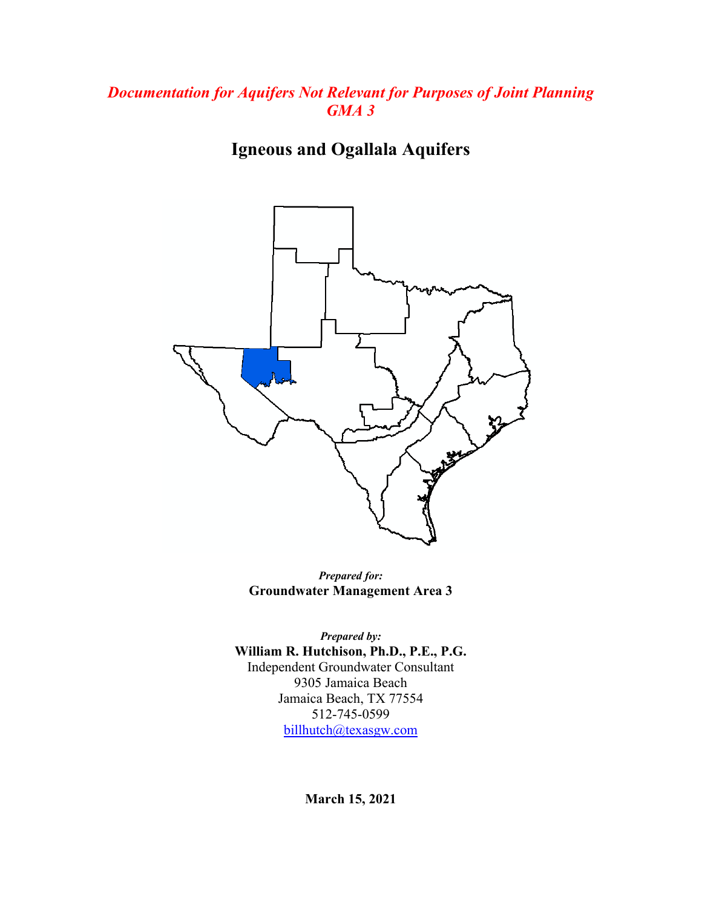*Documentation for Aquifers Not Relevant for Purposes of Joint Planning GMA 3*

# Igneous and Ogallala Aquifers

*Prepared for:*
**Groundwater Management Area 3**

*Prepared by:*
**William R. Hutchison, Ph.D., P.E., P.G.**
Independent Groundwater Consultant
9305 Jamaica Beach
Jamaica Beach, TX 77554
512-745-0599
billhutch@texasgw.com

**March 15, 2021**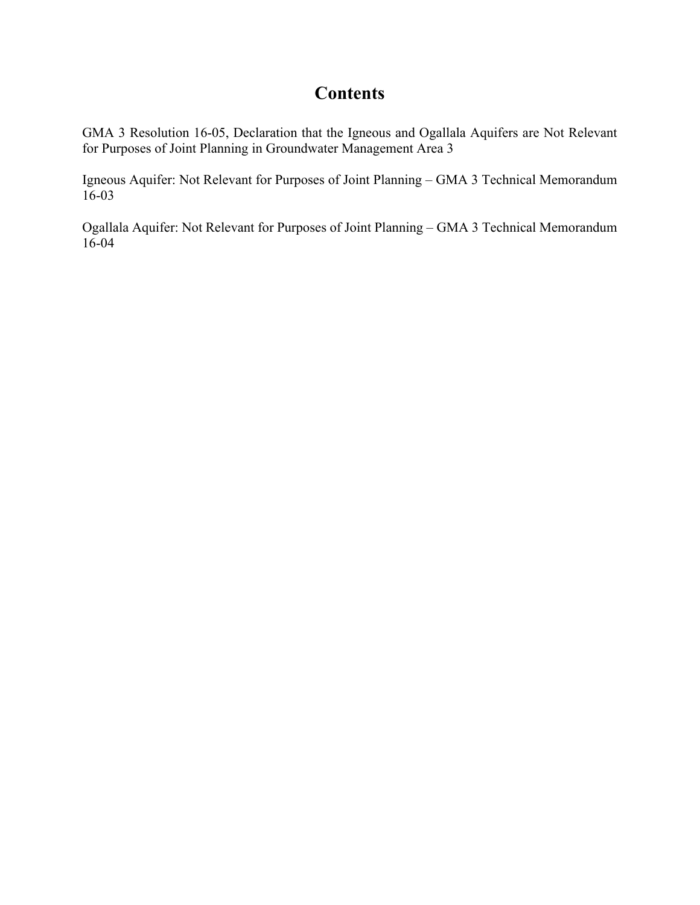# Contents

GMA 3 Resolution 16-05, Declaration that the Igneous and Ogallala Aquifers are Not Relevant for Purposes of Joint Planning in Groundwater Management Area 3

Igneous Aquifer: Not Relevant for Purposes of Joint Planning – GMA 3 Technical Memorandum 16-03

Ogallala Aquifer: Not Relevant for Purposes of Joint Planning – GMA 3 Technical Memorandum 16-04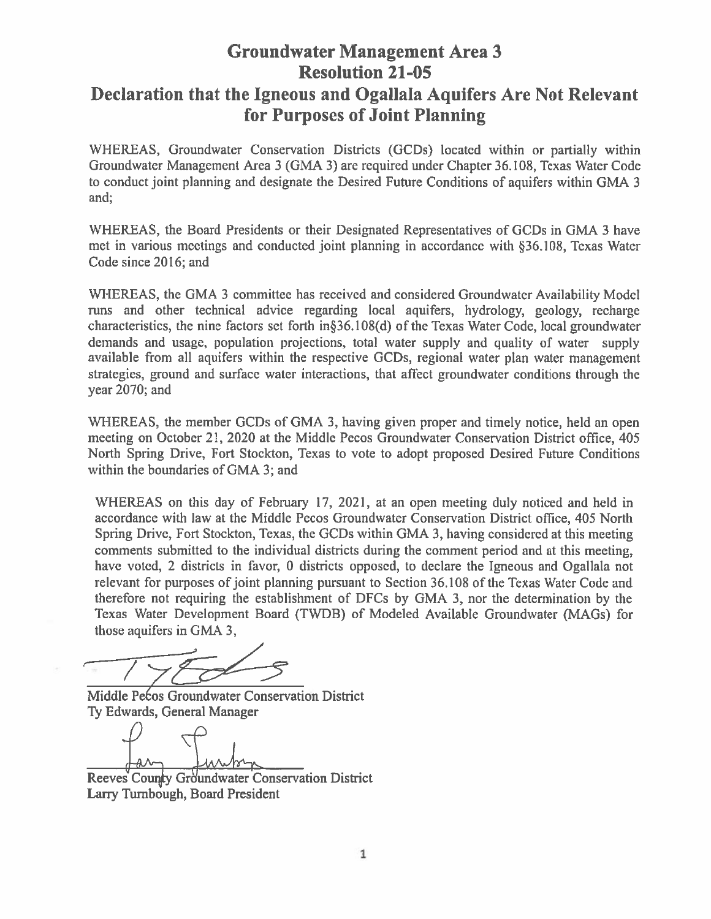# Groundwater Management Area 3
# Resolution 21-05
# Declaration that the Igneous and Ogallala Aquifers Are Not Relevant for Purposes of Joint Planning

WHEREAS, Groundwater Conservation Districts (GCDs) located within or partially within Groundwater Management Area 3 (GMA 3) are required under Chapter 36.108, Texas Water Code to conduct joint planning and designate the Desired Future Conditions of aquifers within GMA 3 and;

WHEREAS, the Board Presidents or their Designated Representatives of GCDs in GMA 3 have met in various meetings and conducted joint planning in accordance with §36.108, Texas Water Code since 2016; and

WHEREAS, the GMA 3 committee has received and considered Groundwater Availability Model runs and other technical advice regarding local aquifers, hydrology, geology, recharge characteristics, the nine factors set forth in§36.108(d) of the Texas Water Code, local groundwater demands and usage, population projections, total water supply and quality of water supply available from all aquifers within the respective GCDs, regional water plan water management strategies, ground and surface water interactions, that affect groundwater conditions through the year 2070; and

WHEREAS, the member GCDs of GMA 3, having given proper and timely notice, held an open meeting on October 21, 2020 at the Middle Pecos Groundwater Conservation District office, 405 North Spring Drive, Fort Stockton, Texas to vote to adopt proposed Desired Future Conditions within the boundaries of GMA 3; and

WHEREAS on this day of February 17, 2021, at an open meeting duly noticed and held in accordance with law at the Middle Pecos Groundwater Conservation District office, 405 North Spring Drive, Fort Stockton, Texas, the GCDs within GMA 3, having considered at this meeting comments submitted to the individual districts during the comment period and at this meeting, have voted, 2 districts in favor, 0 districts opposed, to declare the Igneous and Ogallala not relevant for purposes of joint planning pursuant to Section 36.108 of the Texas Water Code and therefore not requiring the establishment of DFCs by GMA 3, nor the determination by the Texas Water Development Board (TWDB) of Modeled Available Groundwater (MAGs) for those aquifers in GMA 3,

Middle Pecos Groundwater Conservation District
Ty Edwards, General Manager

Reeves County Groundwater Conservation District
Larry Turnbough, Board President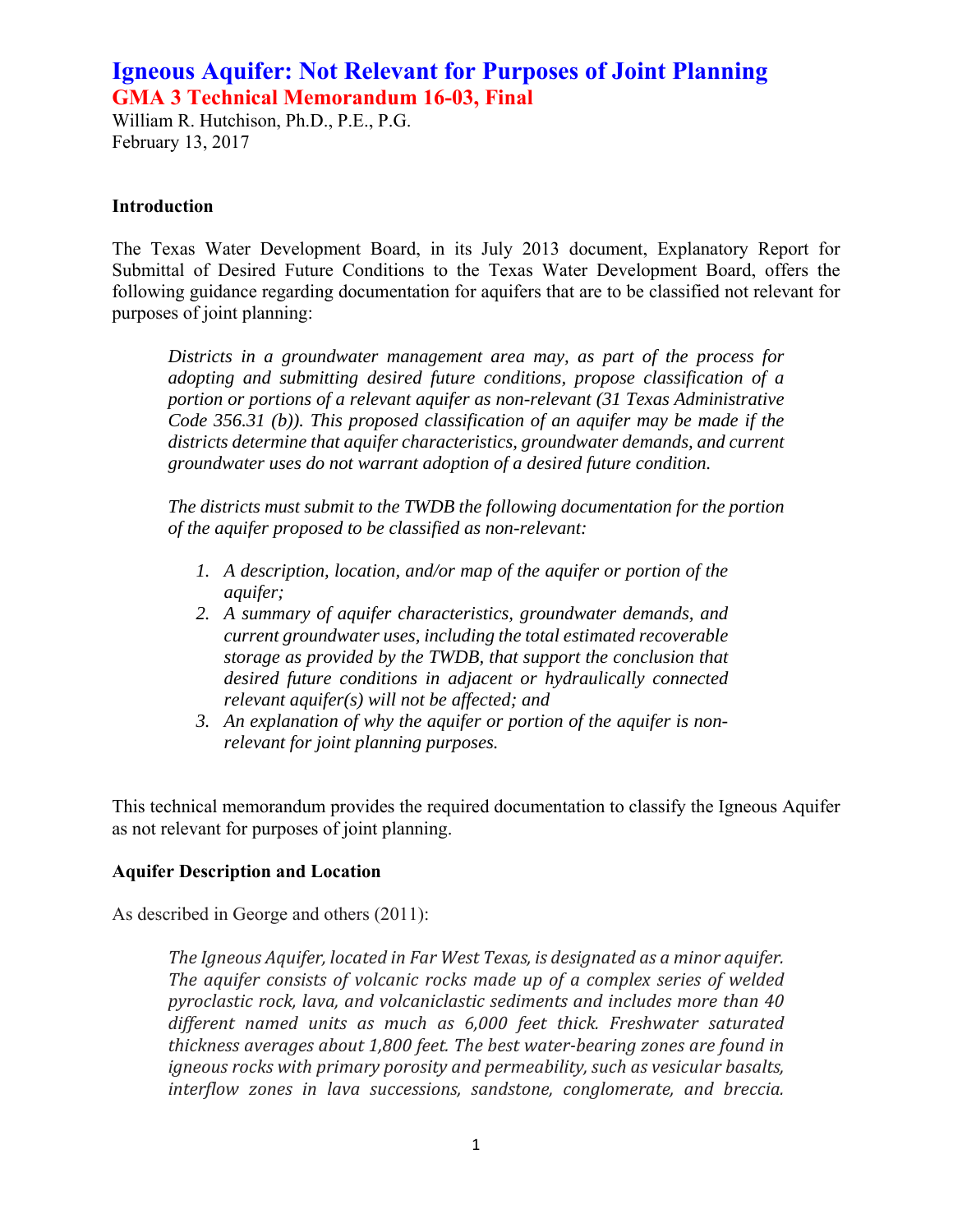# Igneous Aquifer: Not Relevant for Purposes of Joint Planning

## GMA 3 Technical Memorandum 16-03, Final

William R. Hutchison, Ph.D., P.E., P.G.
February 13, 2017

### Introduction

The Texas Water Development Board, in its July 2013 document, Explanatory Report for Submittal of Desired Future Conditions to the Texas Water Development Board, offers the following guidance regarding documentation for aquifers that are to be classified not relevant for purposes of joint planning:

> *Districts in a groundwater management area may, as part of the process for adopting and submitting desired future conditions, propose classification of a portion or portions of a relevant aquifer as non-relevant (31 Texas Administrative Code 356.31 (b)). This proposed classification of an aquifer may be made if the districts determine that aquifer characteristics, groundwater demands, and current groundwater uses do not warrant adoption of a desired future condition.*
>
> *The districts must submit to the TWDB the following documentation for the portion of the aquifer proposed to be classified as non-relevant:*
>
> 1. *A description, location, and/or map of the aquifer or portion of the aquifer;*
> 2. *A summary of aquifer characteristics, groundwater demands, and current groundwater uses, including the total estimated recoverable storage as provided by the TWDB, that support the conclusion that desired future conditions in adjacent or hydraulically connected relevant aquifer(s) will not be affected; and*
> 3. *An explanation of why the aquifer or portion of the aquifer is non-relevant for joint planning purposes.*

This technical memorandum provides the required documentation to classify the Igneous Aquifer as not relevant for purposes of joint planning.

### Aquifer Description and Location

As described in George and others (2011):

> *The Igneous Aquifer, located in Far West Texas, is designated as a minor aquifer. The aquifer consists of volcanic rocks made up of a complex series of welded pyroclastic rock, lava, and volcaniclastic sediments and includes more than 40 different named units as much as 6,000 feet thick. Freshwater saturated thickness averages about 1,800 feet. The best water-bearing zones are found in igneous rocks with primary porosity and permeability, such as vesicular basalts, interflow zones in lava successions, sandstone, conglomerate, and breccia.*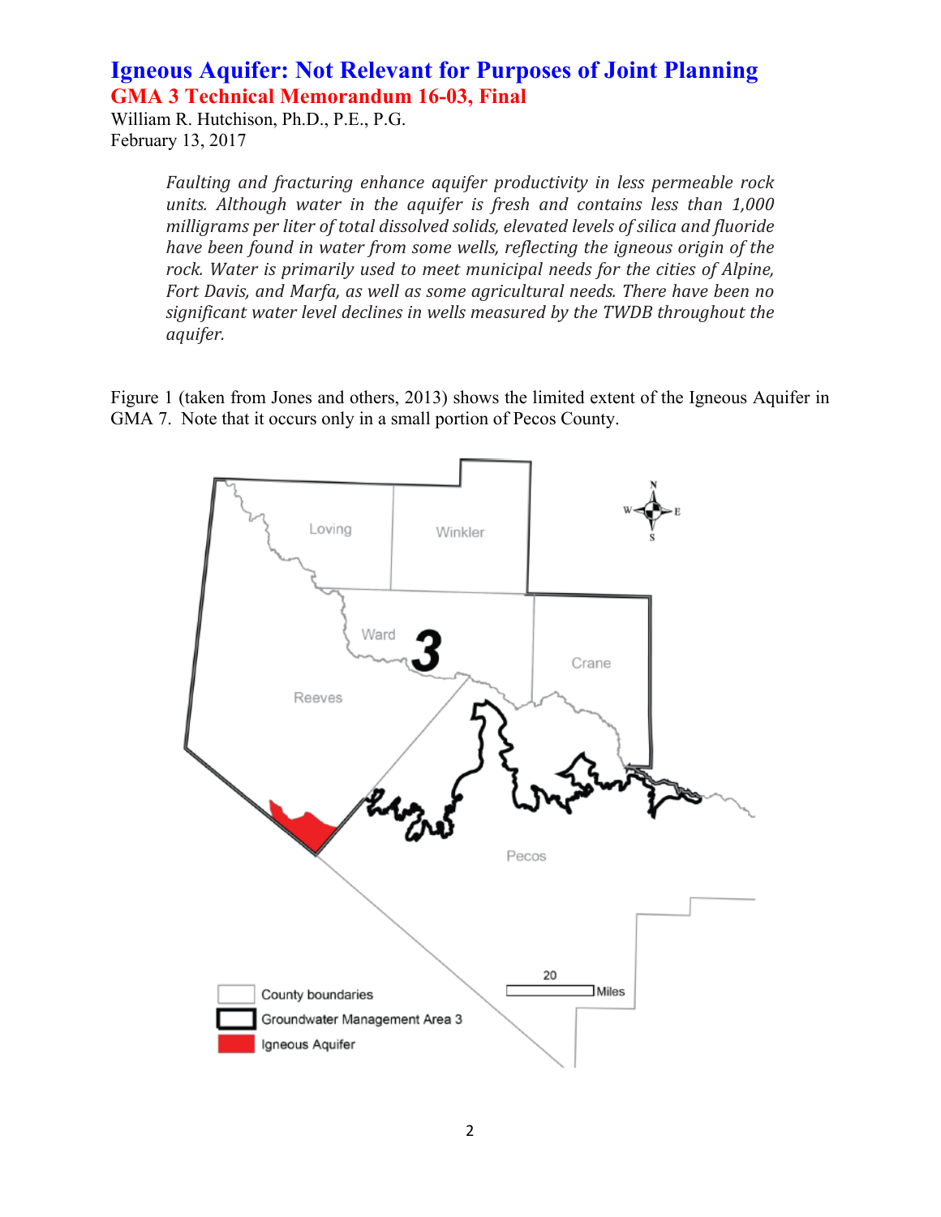# Igneous Aquifer: Not Relevant for Purposes of Joint Planning

## GMA 3 Technical Memorandum 16-03, Final

William R. Hutchison, Ph.D., P.E., P.G.
February 13, 2017

> *Faulting and fracturing enhance aquifer productivity in less permeable rock units. Although water in the aquifer is fresh and contains less than 1,000 milligrams per liter of total dissolved solids, elevated levels of silica and fluoride have been found in water from some wells, reflecting the igneous origin of the rock. Water is primarily used to meet municipal needs for the cities of Alpine, Fort Davis, and Marfa, as well as some agricultural needs. There have been no significant water level declines in wells measured by the TWDB throughout the aquifer.*

Figure 1 (taken from Jones and others, 2013) shows the limited extent of the Igneous Aquifer in GMA 7. Note that it occurs only in a small portion of Pecos County.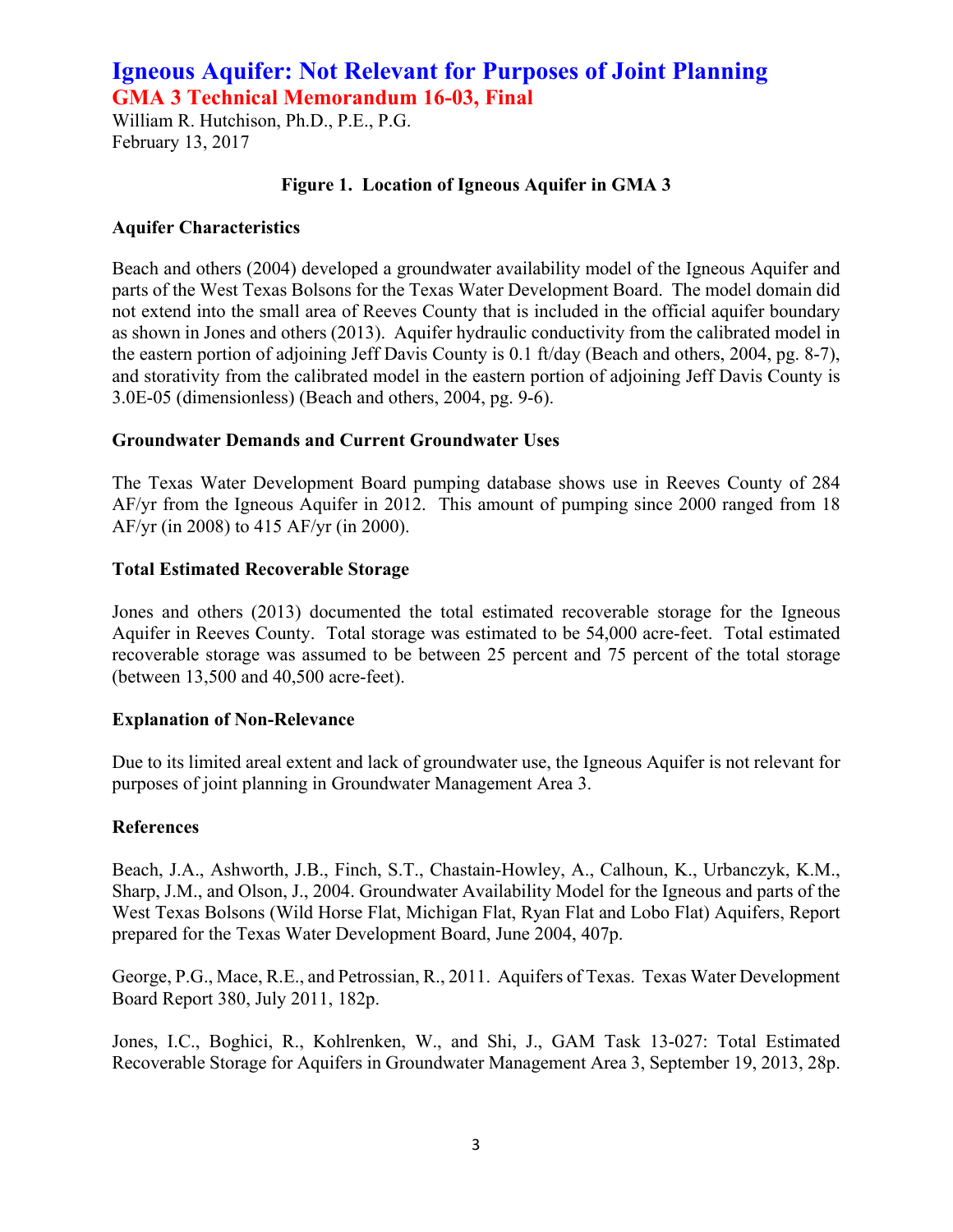# Igneous Aquifer: Not Relevant for Purposes of Joint Planning

## GMA 3 Technical Memorandum 16-03, Final

William R. Hutchison, Ph.D., P.E., P.G.
February 13, 2017

**Figure 1. Location of Igneous Aquifer in GMA 3**

### Aquifer Characteristics

Beach and others (2004) developed a groundwater availability model of the Igneous Aquifer and parts of the West Texas Bolsons for the Texas Water Development Board. The model domain did not extend into the small area of Reeves County that is included in the official aquifer boundary as shown in Jones and others (2013). Aquifer hydraulic conductivity from the calibrated model in the eastern portion of adjoining Jeff Davis County is 0.1 ft/day (Beach and others, 2004, pg. 8-7), and storativity from the calibrated model in the eastern portion of adjoining Jeff Davis County is 3.0E-05 (dimensionless) (Beach and others, 2004, pg. 9-6).

### Groundwater Demands and Current Groundwater Uses

The Texas Water Development Board pumping database shows use in Reeves County of 284 AF/yr from the Igneous Aquifer in 2012. This amount of pumping since 2000 ranged from 18 AF/yr (in 2008) to 415 AF/yr (in 2000).

### Total Estimated Recoverable Storage

Jones and others (2013) documented the total estimated recoverable storage for the Igneous Aquifer in Reeves County. Total storage was estimated to be 54,000 acre-feet. Total estimated recoverable storage was assumed to be between 25 percent and 75 percent of the total storage (between 13,500 and 40,500 acre-feet).

### Explanation of Non-Relevance

Due to its limited areal extent and lack of groundwater use, the Igneous Aquifer is not relevant for purposes of joint planning in Groundwater Management Area 3.

### References

Beach, J.A., Ashworth, J.B., Finch, S.T., Chastain-Howley, A., Calhoun, K., Urbanczyk, K.M., Sharp, J.M., and Olson, J., 2004. Groundwater Availability Model for the Igneous and parts of the West Texas Bolsons (Wild Horse Flat, Michigan Flat, Ryan Flat and Lobo Flat) Aquifers, Report prepared for the Texas Water Development Board, June 2004, 407p.

George, P.G., Mace, R.E., and Petrossian, R., 2011. Aquifers of Texas. Texas Water Development Board Report 380, July 2011, 182p.

Jones, I.C., Boghici, R., Kohlrenken, W., and Shi, J., GAM Task 13-027: Total Estimated Recoverable Storage for Aquifers in Groundwater Management Area 3, September 19, 2013, 28p.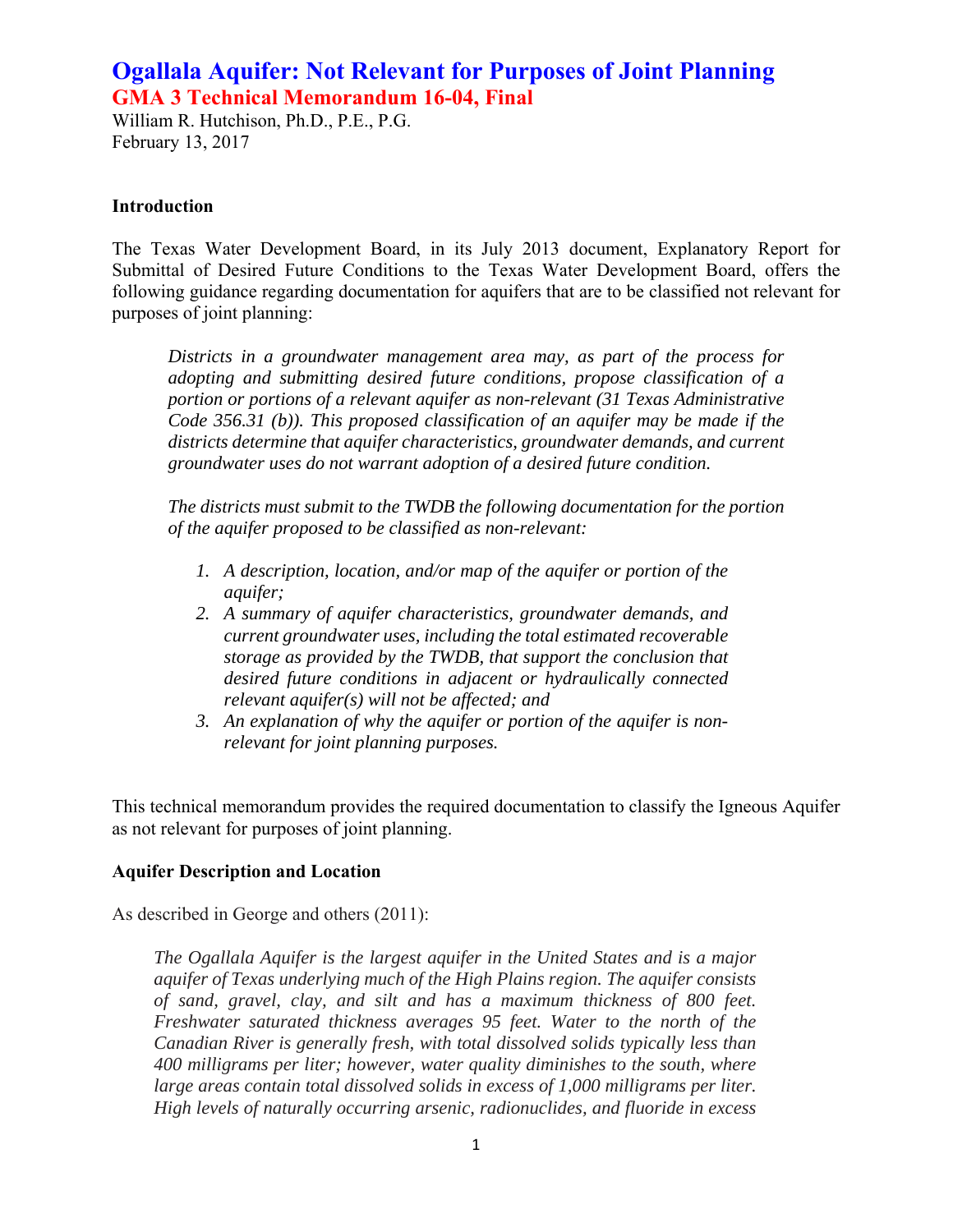# Ogallala Aquifer: Not Relevant for Purposes of Joint Planning

## GMA 3 Technical Memorandum 16-04, Final

William R. Hutchison, Ph.D., P.E., P.G.
February 13, 2017

### Introduction

The Texas Water Development Board, in its July 2013 document, Explanatory Report for Submittal of Desired Future Conditions to the Texas Water Development Board, offers the following guidance regarding documentation for aquifers that are to be classified not relevant for purposes of joint planning:

> *Districts in a groundwater management area may, as part of the process for adopting and submitting desired future conditions, propose classification of a portion or portions of a relevant aquifer as non-relevant (31 Texas Administrative Code 356.31 (b)). This proposed classification of an aquifer may be made if the districts determine that aquifer characteristics, groundwater demands, and current groundwater uses do not warrant adoption of a desired future condition.*
>
> *The districts must submit to the TWDB the following documentation for the portion of the aquifer proposed to be classified as non-relevant:*
>
> 1. *A description, location, and/or map of the aquifer or portion of the aquifer;*
> 2. *A summary of aquifer characteristics, groundwater demands, and current groundwater uses, including the total estimated recoverable storage as provided by the TWDB, that support the conclusion that desired future conditions in adjacent or hydraulically connected relevant aquifer(s) will not be affected; and*
> 3. *An explanation of why the aquifer or portion of the aquifer is non-relevant for joint planning purposes.*

This technical memorandum provides the required documentation to classify the Igneous Aquifer as not relevant for purposes of joint planning.

### Aquifer Description and Location

As described in George and others (2011):

> *The Ogallala Aquifer is the largest aquifer in the United States and is a major aquifer of Texas underlying much of the High Plains region. The aquifer consists of sand, gravel, clay, and silt and has a maximum thickness of 800 feet. Freshwater saturated thickness averages 95 feet. Water to the north of the Canadian River is generally fresh, with total dissolved solids typically less than 400 milligrams per liter; however, water quality diminishes to the south, where large areas contain total dissolved solids in excess of 1,000 milligrams per liter. High levels of naturally occurring arsenic, radionuclides, and fluoride in excess*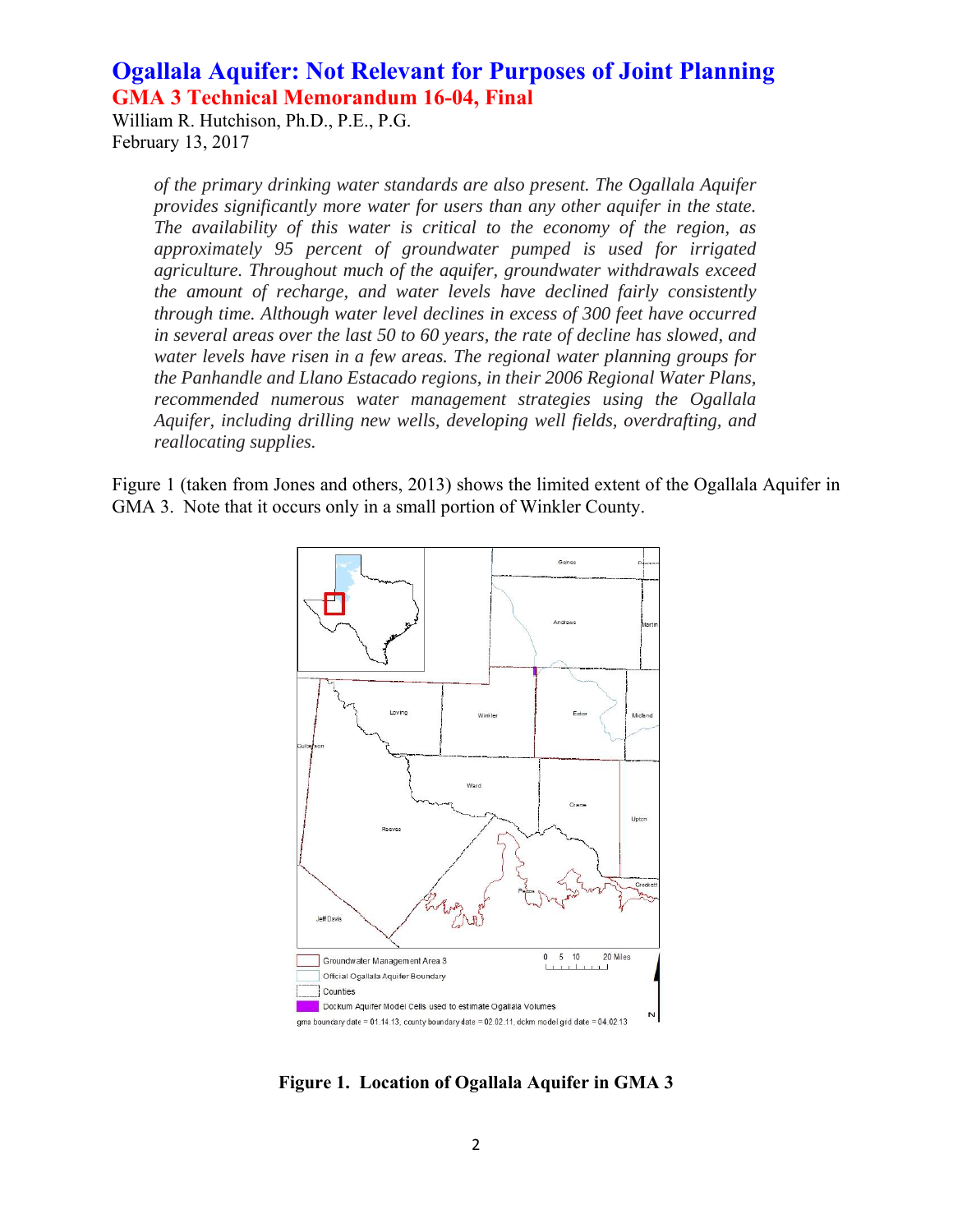*of the primary drinking water standards are also present. The Ogallala Aquifer provides significantly more water for users than any other aquifer in the state. The availability of this water is critical to the economy of the region, as approximately 95 percent of groundwater pumped is used for irrigated agriculture. Throughout much of the aquifer, groundwater withdrawals exceed the amount of recharge, and water levels have declined fairly consistently through time. Although water level declines in excess of 300 feet have occurred in several areas over the last 50 to 60 years, the rate of decline has slowed, and water levels have risen in a few areas. The regional water planning groups for the Panhandle and Llano Estacado regions, in their 2006 Regional Water Plans, recommended numerous water management strategies using the Ogallala Aquifer, including drilling new wells, developing well fields, overdrafting, and reallocating supplies.*

Figure 1 (taken from Jones and others, 2013) shows the limited extent of the Ogallala Aquifer in GMA 3. Note that it occurs only in a small portion of Winkler County.

**Figure 1. Location of Ogallala Aquifer in GMA 3**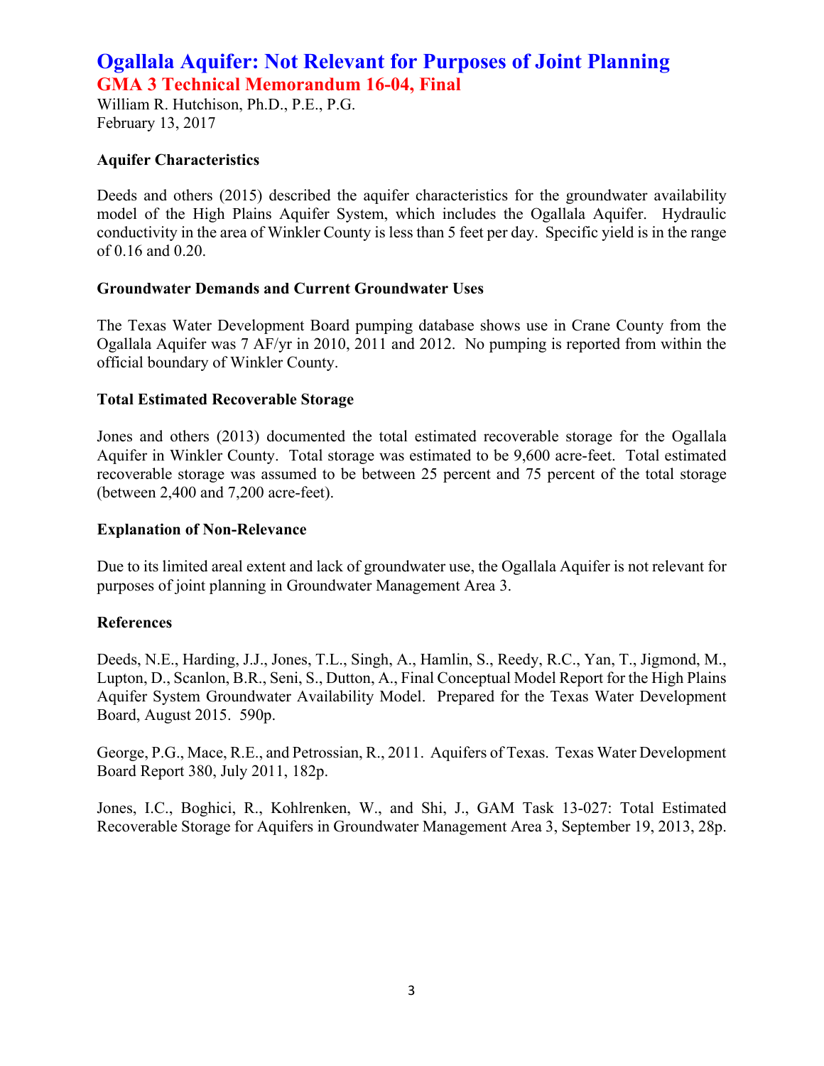# Ogallala Aquifer: Not Relevant for Purposes of Joint Planning

## GMA 3 Technical Memorandum 16-04, Final

William R. Hutchison, Ph.D., P.E., P.G.
February 13, 2017

### Aquifer Characteristics

Deeds and others (2015) described the aquifer characteristics for the groundwater availability model of the High Plains Aquifer System, which includes the Ogallala Aquifer. Hydraulic conductivity in the area of Winkler County is less than 5 feet per day. Specific yield is in the range of 0.16 and 0.20.

### Groundwater Demands and Current Groundwater Uses

The Texas Water Development Board pumping database shows use in Crane County from the Ogallala Aquifer was 7 AF/yr in 2010, 2011 and 2012. No pumping is reported from within the official boundary of Winkler County.

### Total Estimated Recoverable Storage

Jones and others (2013) documented the total estimated recoverable storage for the Ogallala Aquifer in Winkler County. Total storage was estimated to be 9,600 acre-feet. Total estimated recoverable storage was assumed to be between 25 percent and 75 percent of the total storage (between 2,400 and 7,200 acre-feet).

### Explanation of Non-Relevance

Due to its limited areal extent and lack of groundwater use, the Ogallala Aquifer is not relevant for purposes of joint planning in Groundwater Management Area 3.

### References

Deeds, N.E., Harding, J.J., Jones, T.L., Singh, A., Hamlin, S., Reedy, R.C., Yan, T., Jigmond, M., Lupton, D., Scanlon, B.R., Seni, S., Dutton, A., Final Conceptual Model Report for the High Plains Aquifer System Groundwater Availability Model. Prepared for the Texas Water Development Board, August 2015. 590p.

George, P.G., Mace, R.E., and Petrossian, R., 2011. Aquifers of Texas. Texas Water Development Board Report 380, July 2011, 182p.

Jones, I.C., Boghici, R., Kohlrenken, W., and Shi, J., GAM Task 13-027: Total Estimated Recoverable Storage for Aquifers in Groundwater Management Area 3, September 19, 2013, 28p.